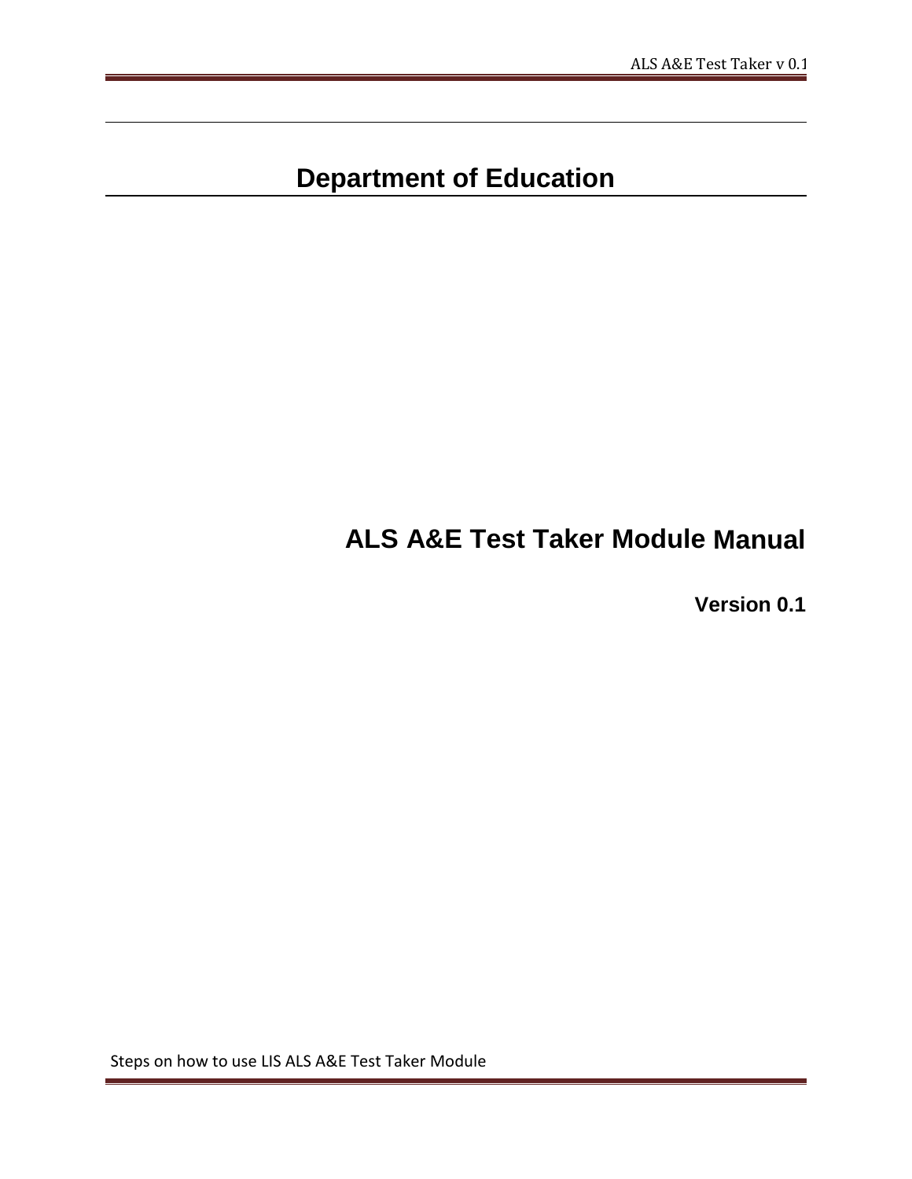# Department of Education

# ALS A&E Test Taker Module Manual

**Version 0.1**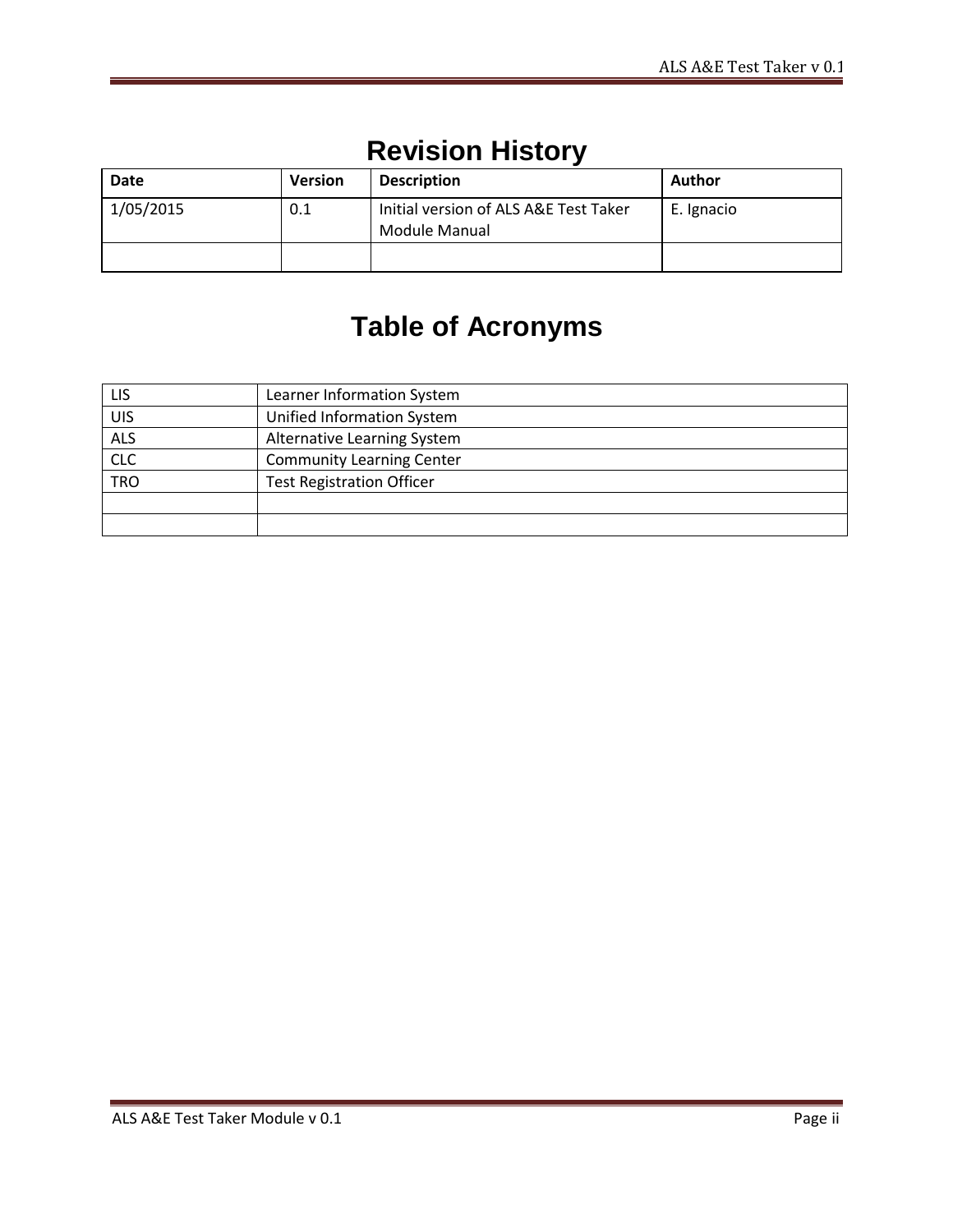# Revision History

| Date | Version | Description | Author |
|---|---|---|---|
| 1/05/2015 | 0.1 | Initial version of ALS A&E Test Taker Module Manual | E. Ignacio |
| | | | |

# Table of Acronyms

| | |
|---|---|
| LIS | Learner Information System |
| UIS | Unified Information System |
| ALS | Alternative Learning System |
| CLC | Community Learning Center |
| TRO | Test Registration Officer |
| | |
| | |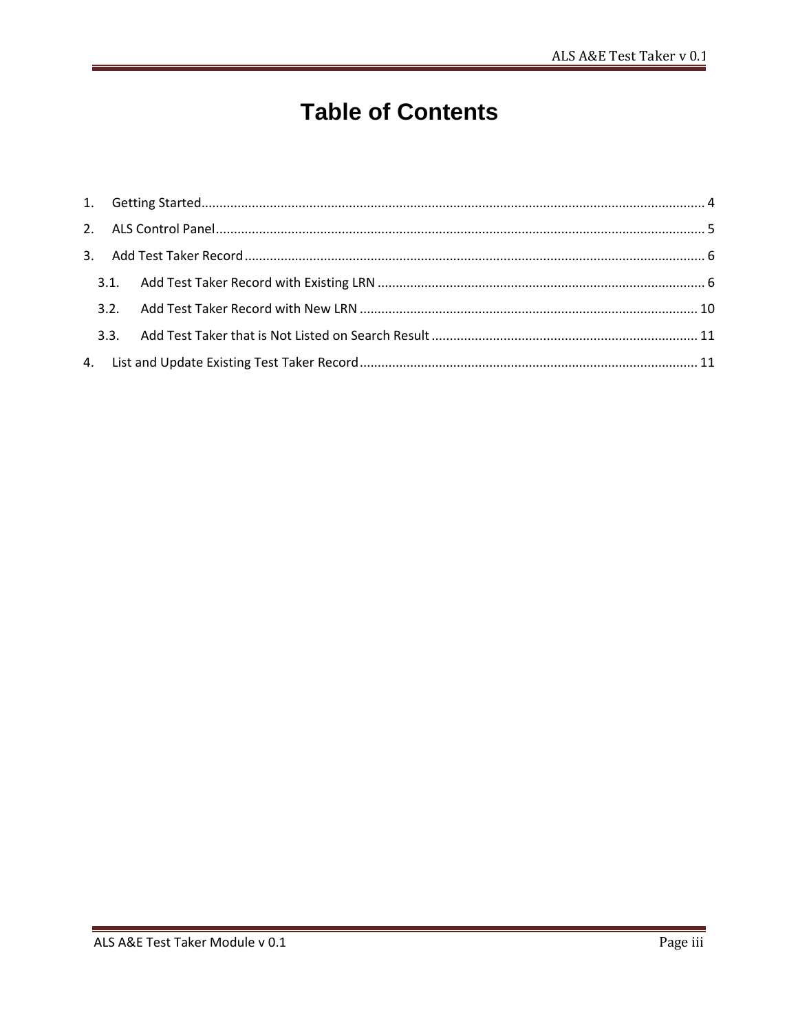# Table of Contents

1. Getting Started .......... 4
2. ALS Control Panel .......... 5
3. Add Test Taker Record .......... 6
   - 3.1. Add Test Taker Record with Existing LRN .......... 6
   - 3.2. Add Test Taker Record with New LRN .......... 10
   - 3.3. Add Test Taker that is Not Listed on Search Result .......... 11
4. List and Update Existing Test Taker Record .......... 11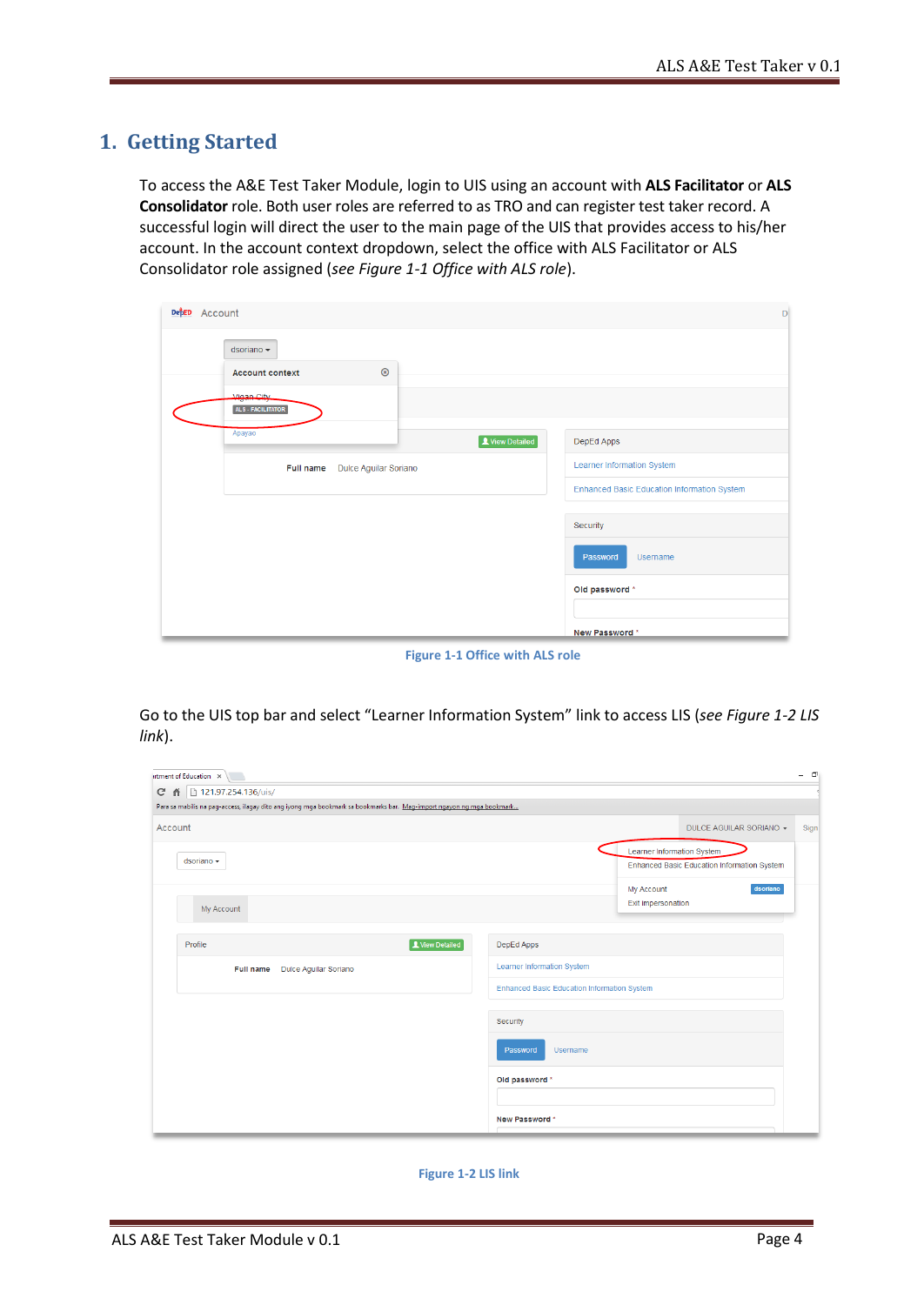# 1. Getting Started

To access the A&E Test Taker Module, login to UIS using an account with **ALS Facilitator** or **ALS Consolidator** role. Both user roles are referred to as TRO and can register test taker record. A successful login will direct the user to the main page of the UIS that provides access to his/her account. In the account context dropdown, select the office with ALS Facilitator or ALS Consolidator role assigned (*see Figure 1-1 Office with ALS role*).

Figure 1-1 Office with ALS role

Go to the UIS top bar and select "Learner Information System" link to access LIS (*see Figure 1-2 LIS link*).

Figure 1-2 LIS link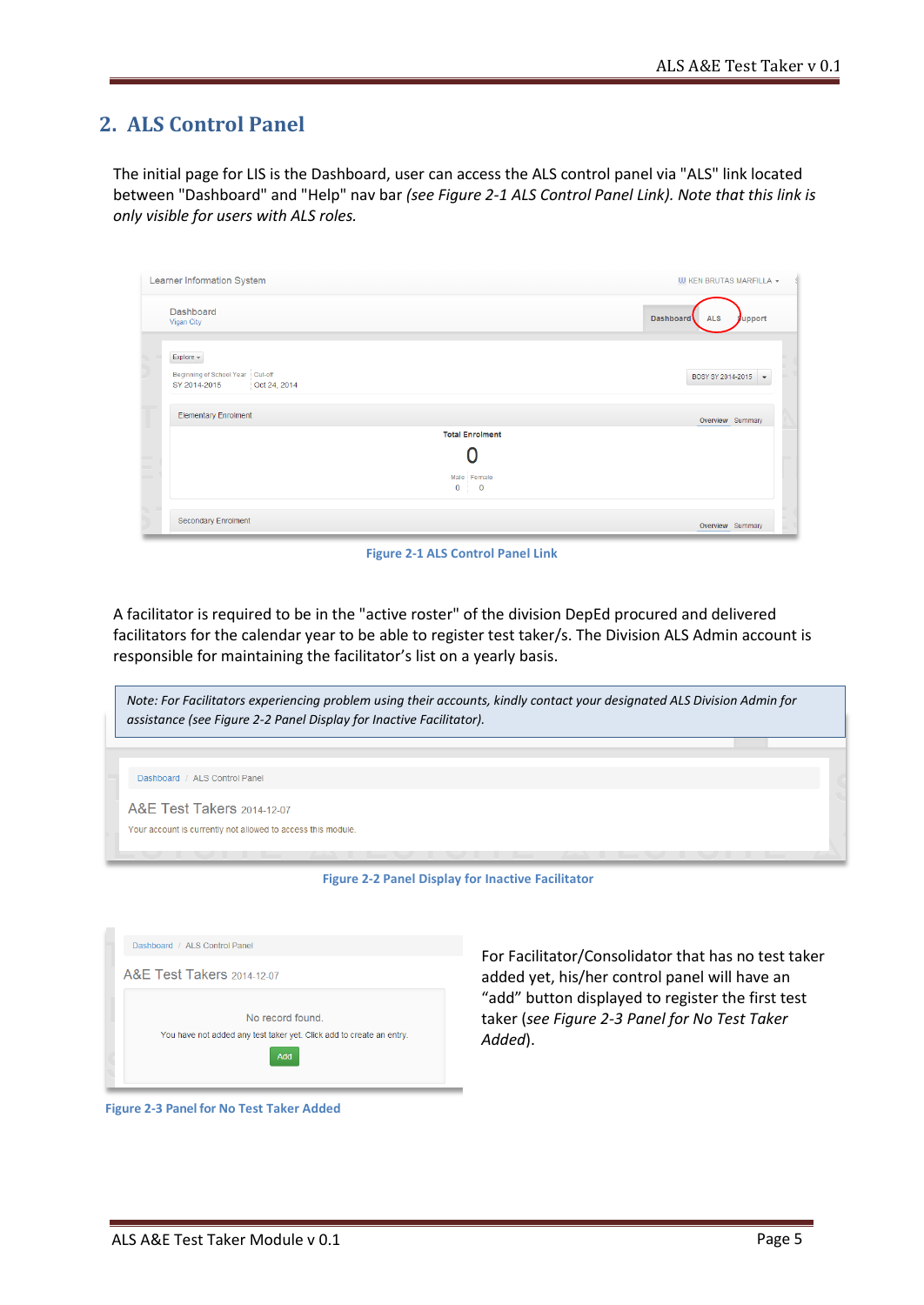## 2. ALS Control Panel

The initial page for LIS is the Dashboard, user can access the ALS control panel via "ALS" link located between "Dashboard" and "Help" nav bar *(see Figure 2-1 ALS Control Panel Link). Note that this link is only visible for users with ALS roles.*

Figure 2-1 ALS Control Panel Link

A facilitator is required to be in the "active roster" of the division DepEd procured and delivered facilitators for the calendar year to be able to register test taker/s. The Division ALS Admin account is responsible for maintaining the facilitator's list on a yearly basis.

> *Note: For Facilitators experiencing problem using their accounts, kindly contact your designated ALS Division Admin for assistance (see Figure 2-2 Panel Display for Inactive Facilitator).*

Figure 2-2 Panel Display for Inactive Facilitator

For Facilitator/Consolidator that has no test taker added yet, his/her control panel will have an "add" button displayed to register the first test taker (*see Figure 2-3 Panel for No Test Taker Added*).

Figure 2-3 Panel for No Test Taker Added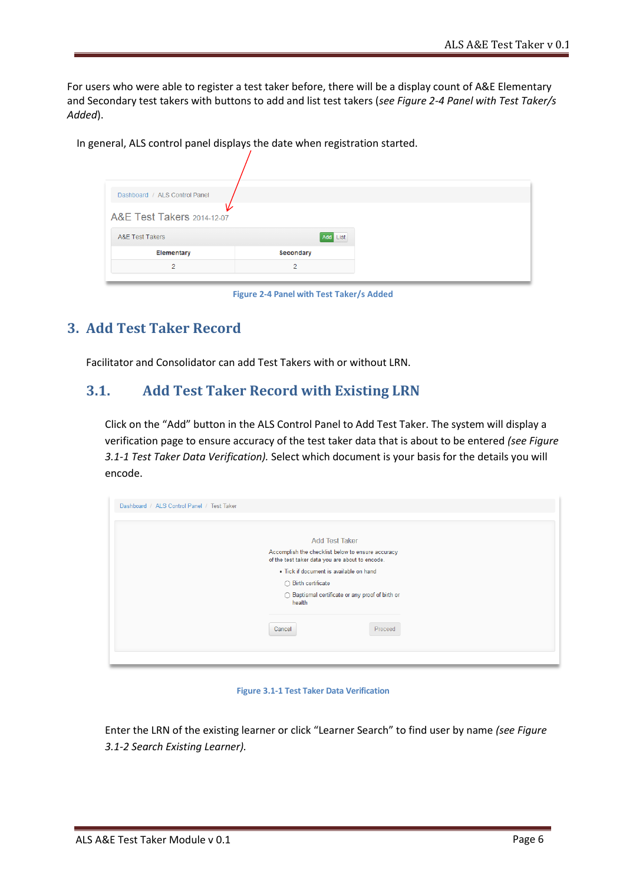For users who were able to register a test taker before, there will be a display count of A&E Elementary and Secondary test takers with buttons to add and list test takers (*see Figure 2-4 Panel with Test Taker/s Added*).

In general, ALS control panel displays the date when registration started.

Dashboard / ALS Control Panel

A&E Test Takers 2014-12-07

A&E Test Takers Add List

| Elementary | Secondary |
|---|---|
| 2 | 2 |

**Figure 2-4 Panel with Test Taker/s Added**

## 3. Add Test Taker Record

Facilitator and Consolidator can add Test Takers with or without LRN.

### 3.1. Add Test Taker Record with Existing LRN

Click on the "Add" button in the ALS Control Panel to Add Test Taker. The system will display a verification page to ensure accuracy of the test taker data that is about to be entered *(see Figure 3.1-1 Test Taker Data Verification).* Select which document is your basis for the details you will encode.

Dashboard / ALS Control Panel / Test Taker

Add Test Taker

Accomplish the checklist below to ensure accuracy of the test taker data you are about to encode.

- Tick if document is available on hand
  - Birth certificate
  - Baptismal certificate or any proof of birth or health

Cancel Proceed

**Figure 3.1-1 Test Taker Data Verification**

Enter the LRN of the existing learner or click "Learner Search" to find user by name *(see Figure 3.1-2 Search Existing Learner).*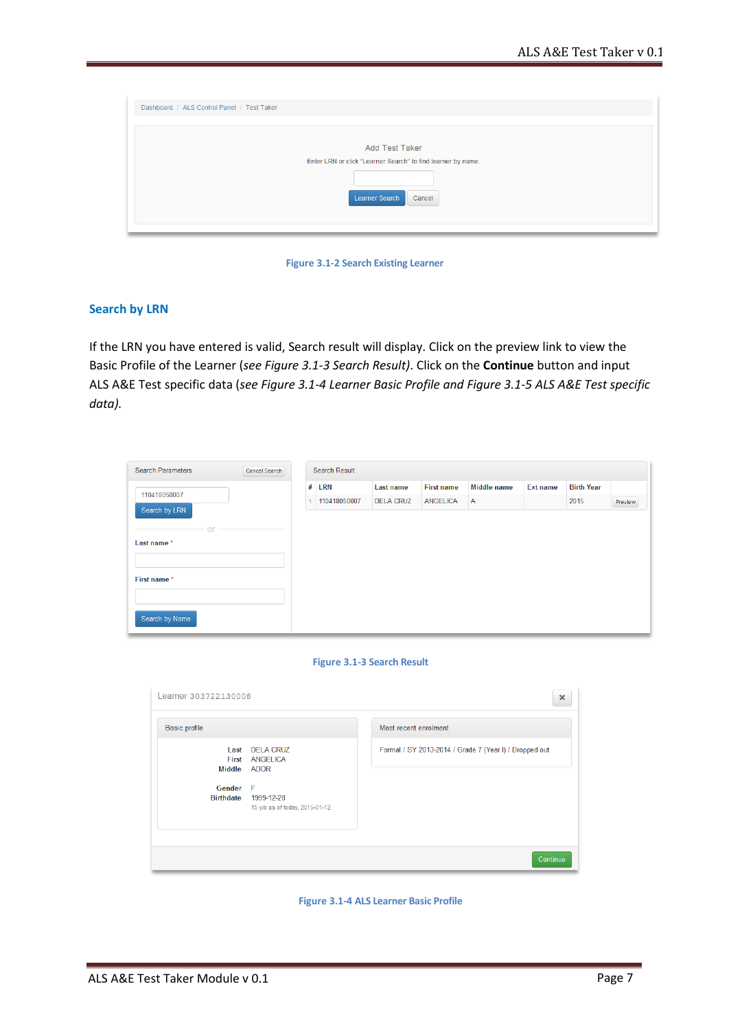Figure 3.1-2 Search Existing Learner

## Search by LRN

If the LRN you have entered is valid, Search result will display. Click on the preview link to view the Basic Profile of the Learner (*see Figure 3.1-3 Search Result)*. Click on the **Continue** button and input ALS A&E Test specific data (*see Figure 3.1-4 Learner Basic Profile and Figure 3.1-5 ALS A&E Test specific data).*

Figure 3.1-3 Search Result

Figure 3.1-4 ALS Learner Basic Profile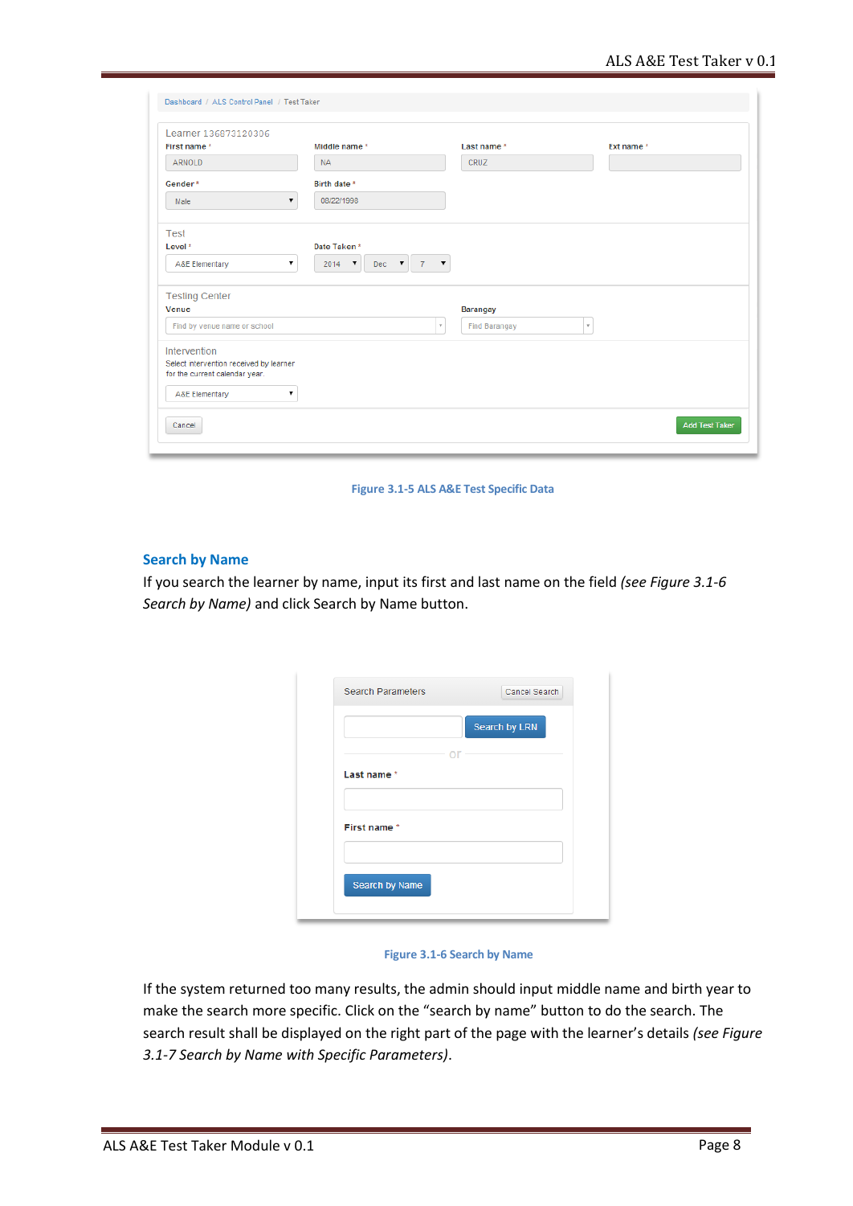Figure 3.1-5 ALS A&E Test Specific Data

### Search by Name

If you search the learner by name, input its first and last name on the field *(see Figure 3.1-6 Search by Name)* and click Search by Name button.

Figure 3.1-6 Search by Name

If the system returned too many results, the admin should input middle name and birth year to make the search more specific. Click on the “search by name” button to do the search. The search result shall be displayed on the right part of the page with the learner’s details *(see Figure 3.1-7 Search by Name with Specific Parameters)*.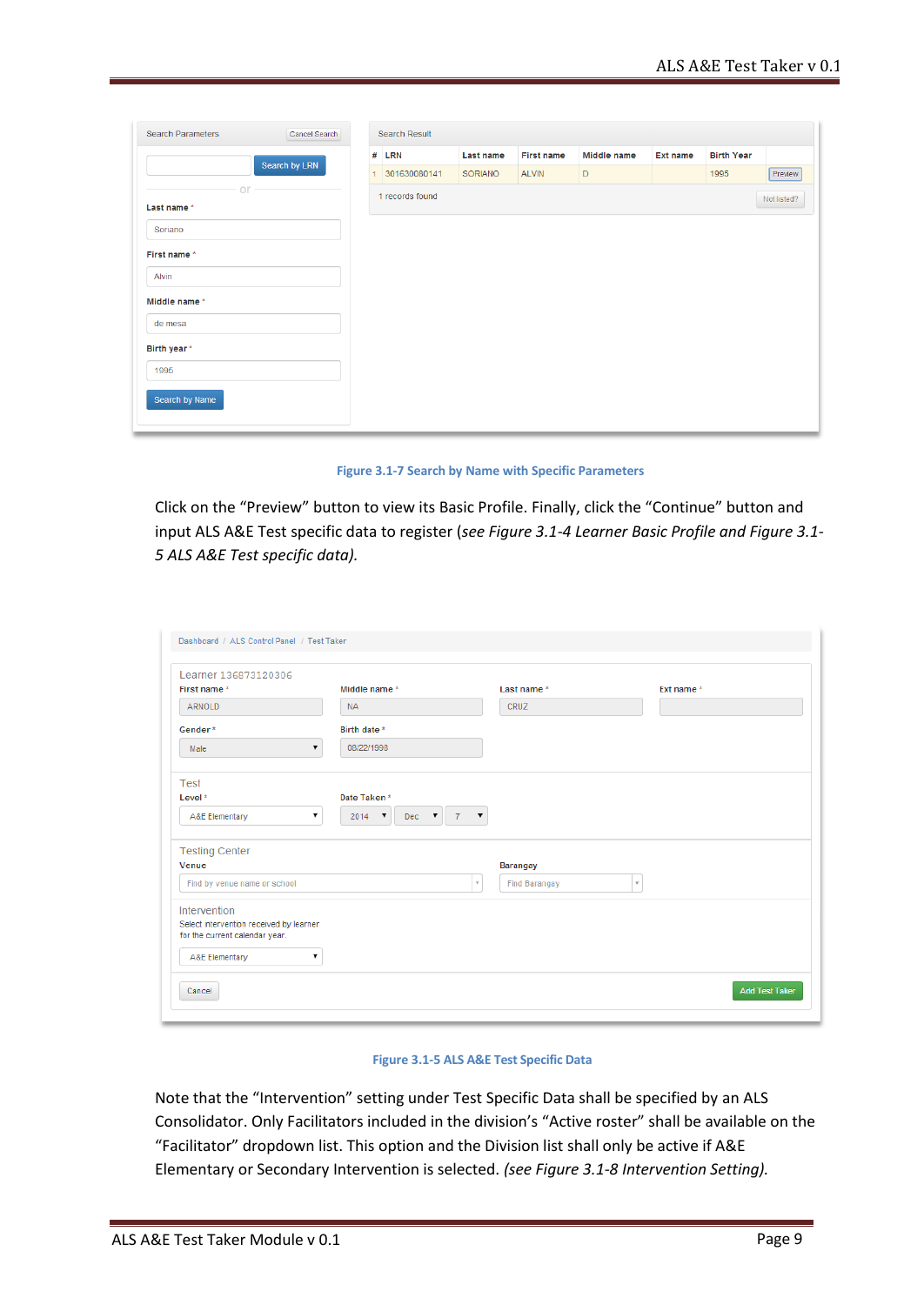Figure 3.1-7 Search by Name with Specific Parameters

Click on the “Preview” button to view its Basic Profile. Finally, click the “Continue” button and input ALS A&E Test specific data to register (*see Figure 3.1-4 Learner Basic Profile and Figure 3.1-5 ALS A&E Test specific data).*

Figure 3.1-5 ALS A&E Test Specific Data

Note that the “Intervention” setting under Test Specific Data shall be specified by an ALS Consolidator. Only Facilitators included in the division’s “Active roster” shall be available on the “Facilitator” dropdown list. This option and the Division list shall only be active if A&E Elementary or Secondary Intervention is selected. *(see Figure 3.1-8 Intervention Setting).*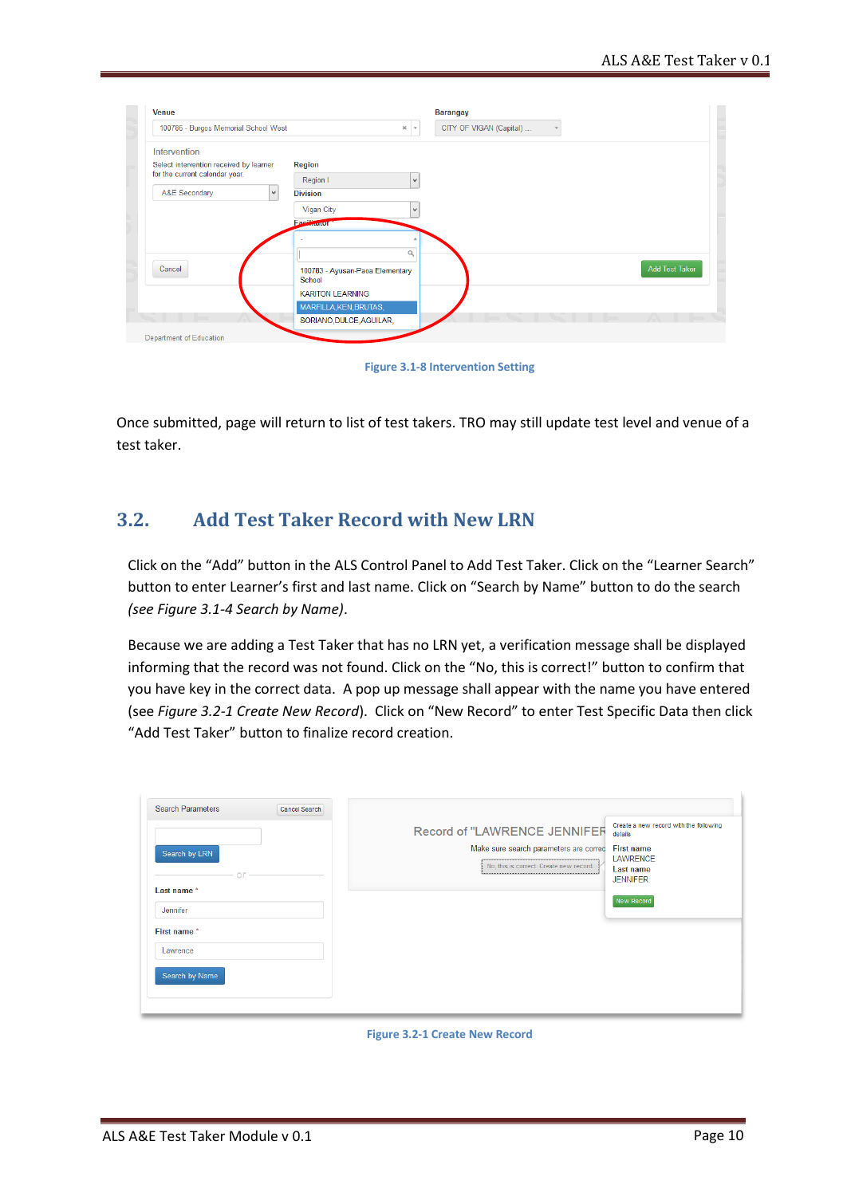Figure 3.1-8 Intervention Setting

Once submitted, page will return to list of test takers. TRO may still update test level and venue of a test taker.

## 3.2. Add Test Taker Record with New LRN

Click on the “Add” button in the ALS Control Panel to Add Test Taker. Click on the “Learner Search” button to enter Learner’s first and last name. Click on “Search by Name” button to do the search *(see Figure 3.1-4 Search by Name)*.

Because we are adding a Test Taker that has no LRN yet, a verification message shall be displayed informing that the record was not found. Click on the “No, this is correct!” button to confirm that you have key in the correct data. A pop up message shall appear with the name you have entered (see *Figure 3.2-1 Create New Record*). Click on “New Record” to enter Test Specific Data then click “Add Test Taker” button to finalize record creation.

Figure 3.2-1 Create New Record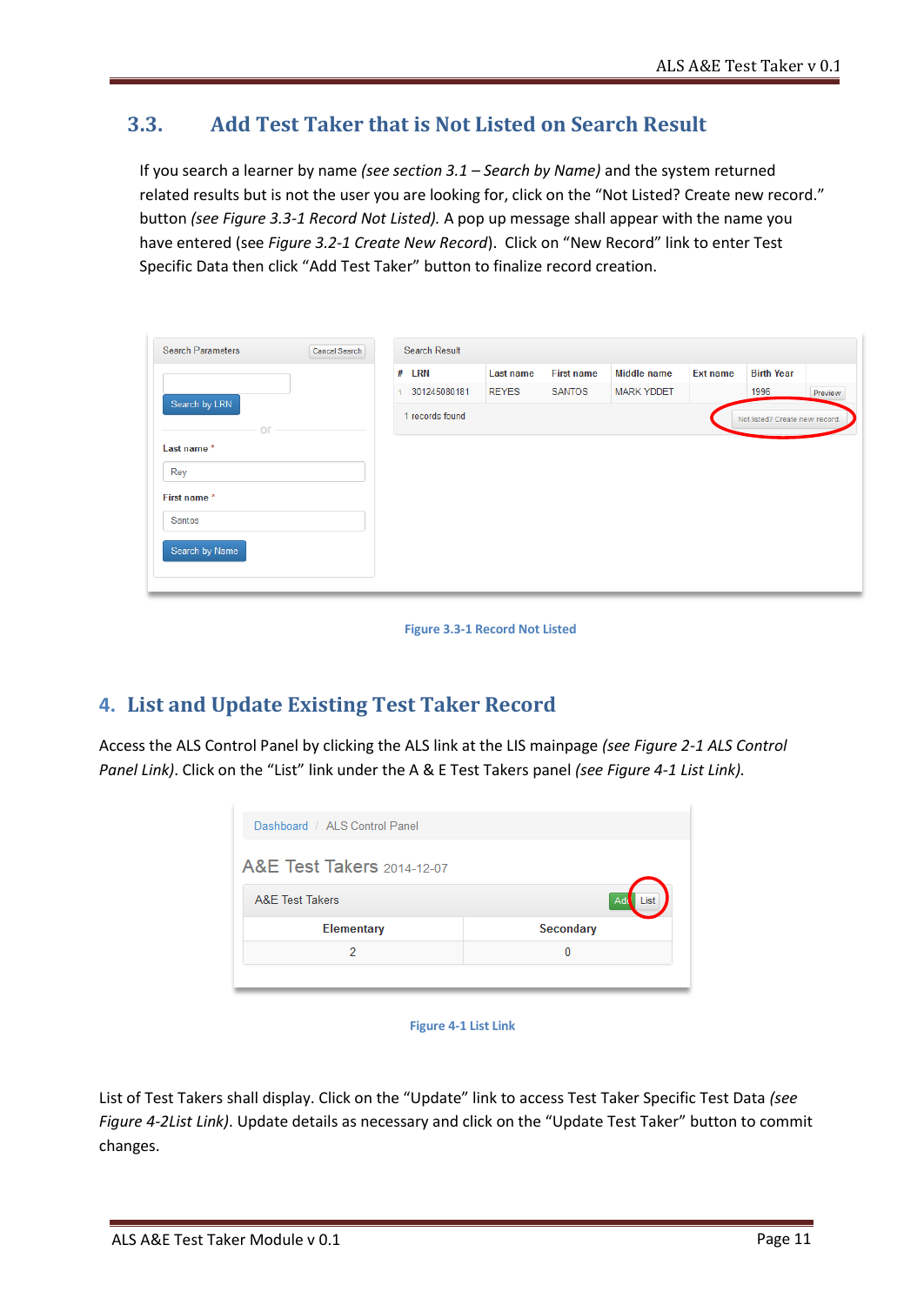## 3.3. Add Test Taker that is Not Listed on Search Result

If you search a learner by name *(see section 3.1 – Search by Name)* and the system returned related results but is not the user you are looking for, click on the "Not Listed? Create new record." button *(see Figure 3.3-1 Record Not Listed).* A pop up message shall appear with the name you have entered (see *Figure 3.2-1 Create New Record*). Click on "New Record" link to enter Test Specific Data then click "Add Test Taker" button to finalize record creation.

Figure 3.3-1 Record Not Listed

# 4. List and Update Existing Test Taker Record

Access the ALS Control Panel by clicking the ALS link at the LIS mainpage *(see Figure 2-1 ALS Control Panel Link)*. Click on the "List" link under the A & E Test Takers panel *(see Figure 4-1 List Link).*

Figure 4-1 List Link

List of Test Takers shall display. Click on the "Update" link to access Test Taker Specific Test Data *(see Figure 4-2List Link)*. Update details as necessary and click on the "Update Test Taker" button to commit changes.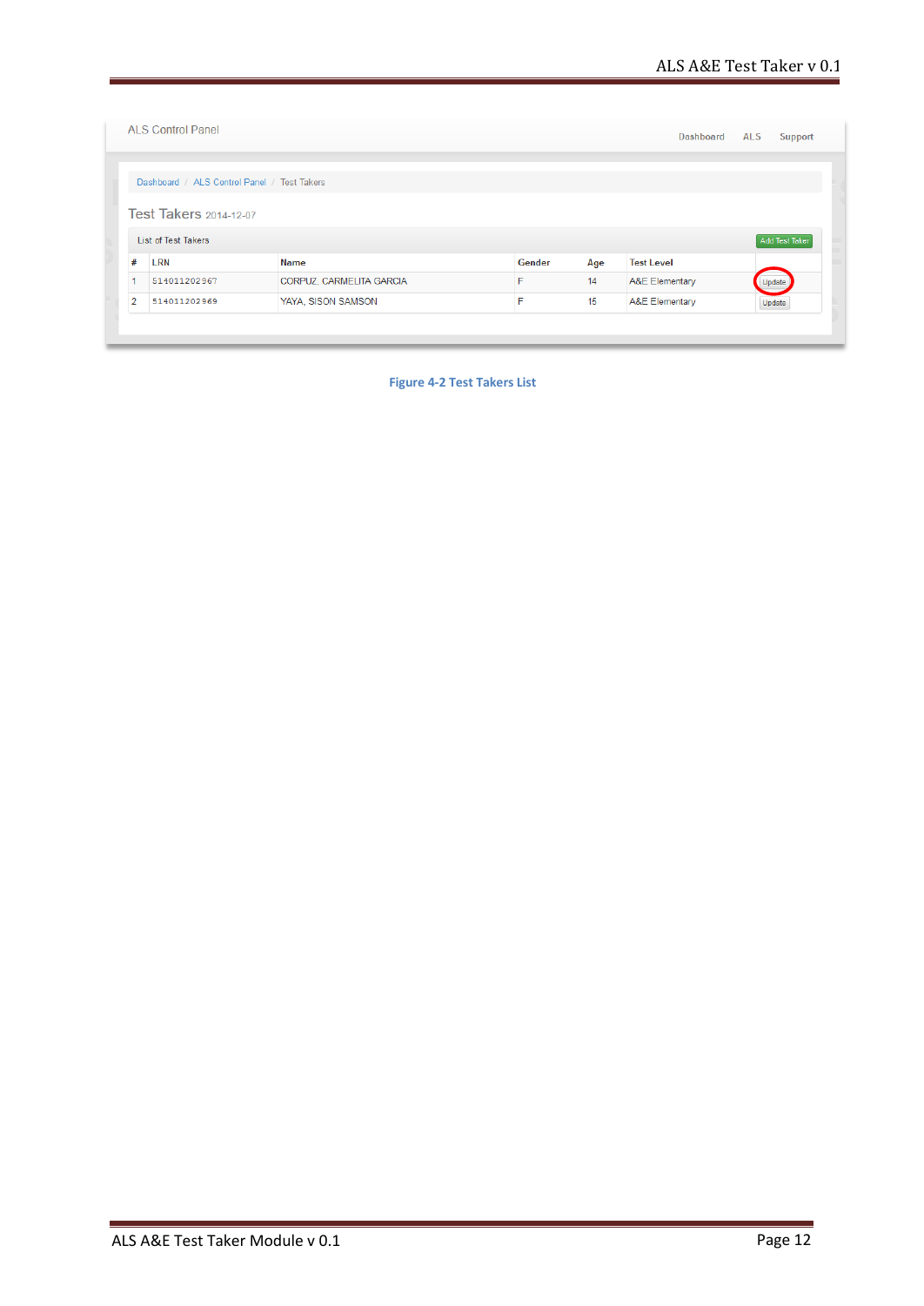ALS Control Panel

Dashboard ALS Support

Dashboard / ALS Control Panel / Test Takers

Test Takers 2014-12-07

List of Test Takers

Add Test Taker

| # | LRN | Name | Gender | Age | Test Level | |
|---|---|---|---|---|---|---|
| 1 | 514011202967 | CORPUZ, CARMELITA GARCIA | F | 14 | A&E Elementary | Update |
| 2 | 514011202969 | YAYA, SISON SAMSON | F | 15 | A&E Elementary | Update |

Figure 4-2 Test Takers List